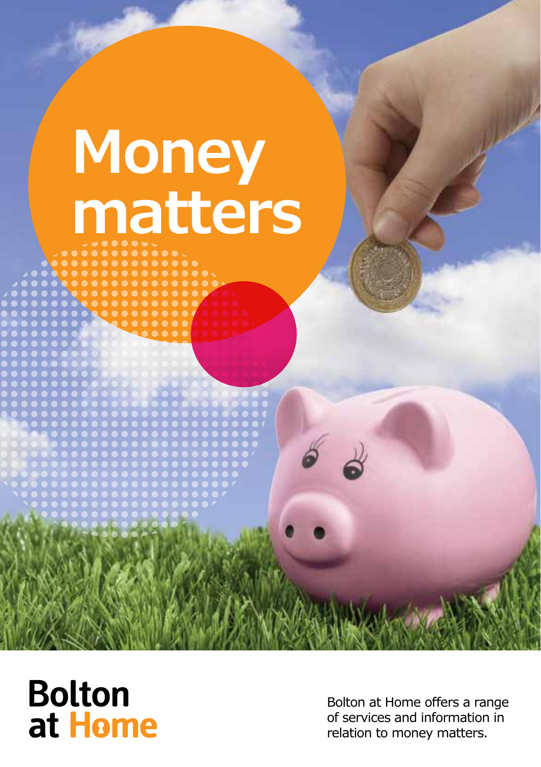# Money matters

Bolton at Home

Bolton at Home offers a range of services and information in relation to money matters.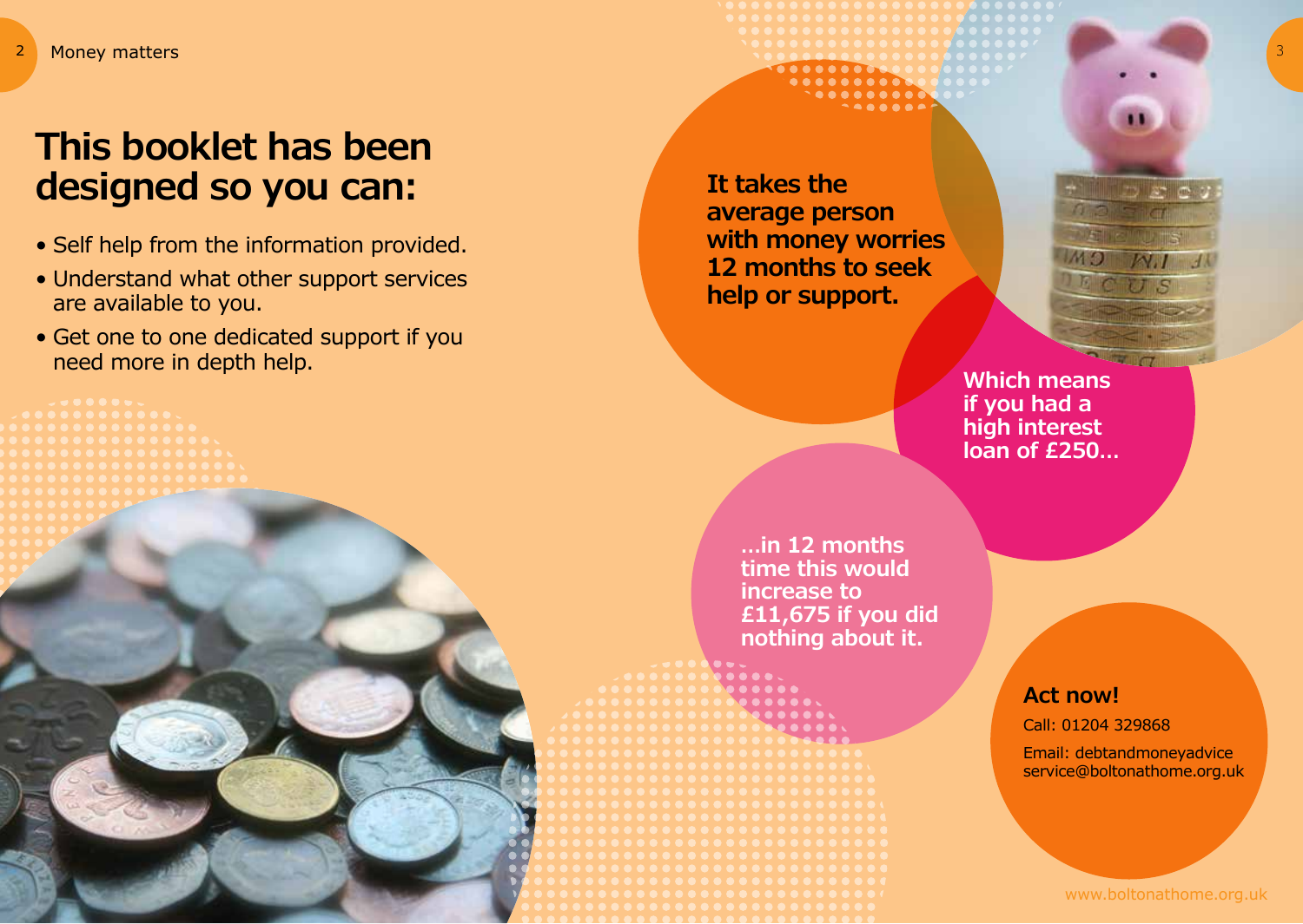# This booklet has been designed so you can:

- Self help from the information provided.
- Understand what other support services are available to you.
- Get one to one dedicated support if you need more in depth help.

**It takes the average person with money worries 12 months to seek help or support.**

**Which means if you had a high interest loan of £250…**

**…in 12 months time this would increase to £11,675 if you did nothing about it.**

**Act now!**

Call: 01204 329868

Email: debtandmoneyadviceservice@boltonathome.org.uk

www.boltonathome.org.uk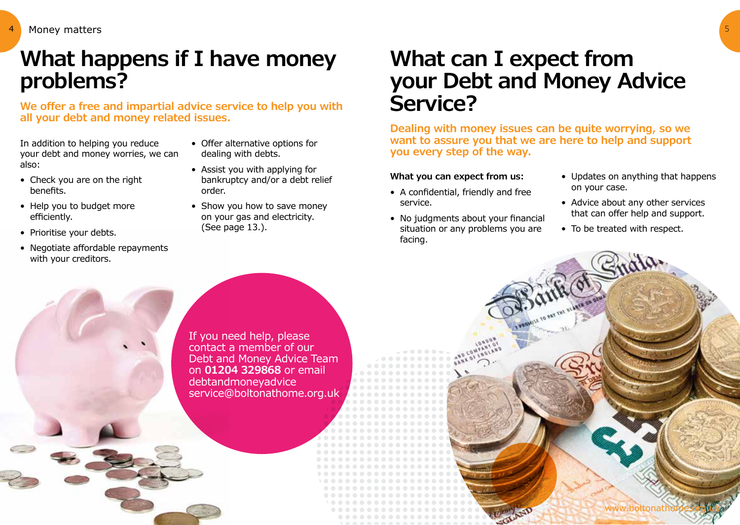# What happens if I have money problems?

**We offer a free and impartial advice service to help you with all your debt and money related issues.**

In addition to helping you reduce your debt and money worries, we can also:

- Check you are on the right benefits.
- Help you to budget more efficiently.
- Prioritise your debts.
- Negotiate affordable repayments with your creditors.
- Offer alternative options for dealing with debts.
- Assist you with applying for bankruptcy and/or a debt relief order.
- Show you how to save money on your gas and electricity. (See page 13.).

If you need help, please contact a member of our Debt and Money Advice Team on **01204 329868** or email debtandmoneyadviceservice@boltonathome.org.uk

# What can I expect from your Debt and Money Advice Service?

**Dealing with money issues can be quite worrying, so we want to assure you that we are here to help and support you every step of the way.**

**What you can expect from us:**

- A confidential, friendly and free service.
- No judgments about your financial situation or any problems you are facing.
- Updates on anything that happens on your case.
- Advice about any other services that can offer help and support.
- To be treated with respect.

www.boltonathome.org.uk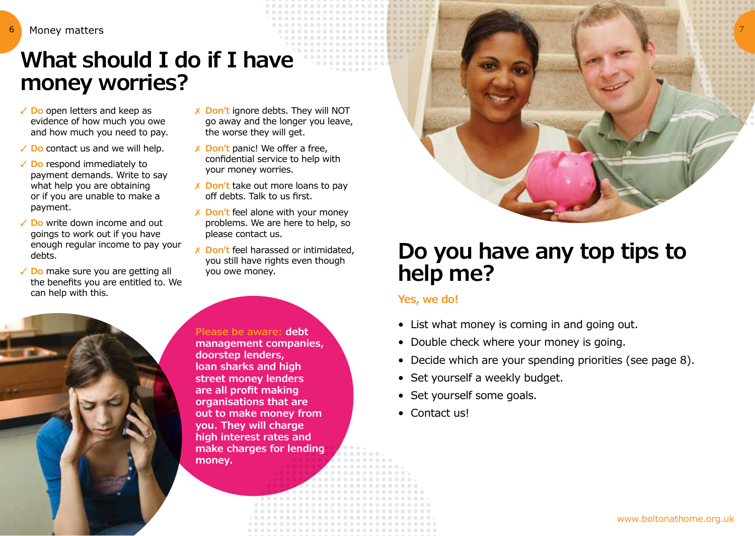# What should I do if I have money worries?

- ✓ **Do** open letters and keep as evidence of how much you owe and how much you need to pay.
- ✓ **Do** contact us and we will help.
- ✓ **Do** respond immediately to payment demands. Write to say what help you are obtaining or if you are unable to make a payment.
- ✓ **Do** write down income and out goings to work out if you have enough regular income to pay your debts.
- ✓ **Do** make sure you are getting all the benefits you are entitled to. We can help with this.

- ✗ **Don't** ignore debts. They will NOT go away and the longer you leave, the worse they will get.
- ✗ **Don't** panic! We offer a free, confidential service to help with your money worries.
- ✗ **Don't** take out more loans to pay off debts. Talk to us first.
- ✗ **Don't** feel alone with your money problems. We are here to help, so please contact us.
- ✗ **Don't** feel harassed or intimidated, you still have rights even though you owe money.

**Please be aware: debt management companies, doorstep lenders, loan sharks and high street money lenders are all profit making organisations that are out to make money from you. They will charge high interest rates and make charges for lending money.**

# Do you have any top tips to help me?

**Yes, we do!**

- List what money is coming in and going out.
- Double check where your money is going.
- Decide which are your spending priorities (see page 8).
- Set yourself a weekly budget.
- Set yourself some goals.
- Contact us!

www.boltonathome.org.uk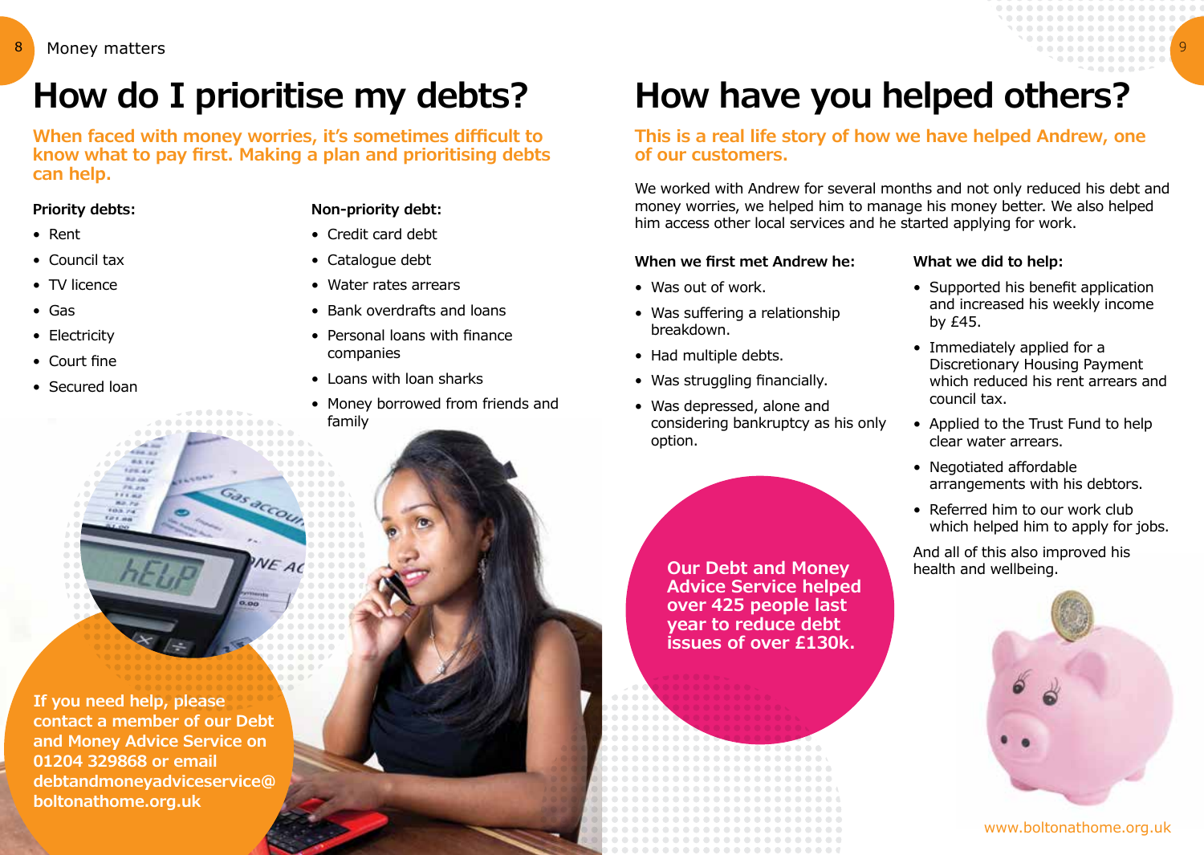# How do I prioritise my debts?

**When faced with money worries, it's sometimes difficult to know what to pay first. Making a plan and prioritising debts can help.**

**Priority debts:**

- Rent
- Council tax
- TV licence
- Gas
- Electricity
- Court fine
- Secured loan

**Non-priority debt:**

- Credit card debt
- Catalogue debt
- Water rates arrears
- Bank overdrafts and loans
- Personal loans with finance companies
- Loans with loan sharks
- Money borrowed from friends and family

**If you need help, please contact a member of our Debt and Money Advice Service on 01204 329868 or email debtandmoneyadviceservice@boltonathome.org.uk**

# How have you helped others?

**This is a real life story of how we have helped Andrew, one of our customers.**

We worked with Andrew for several months and not only reduced his debt and money worries, we helped him to manage his money better. We also helped him access other local services and he started applying for work.

**When we first met Andrew he:**

- Was out of work.
- Was suffering a relationship breakdown.
- Had multiple debts.
- Was struggling financially.
- Was depressed, alone and considering bankruptcy as his only option.

**Our Debt and Money Advice Service helped over 425 people last year to reduce debt issues of over £130k.**

**What we did to help:**

- Supported his benefit application and increased his weekly income by £45.
- Immediately applied for a Discretionary Housing Payment which reduced his rent arrears and council tax.
- Applied to the Trust Fund to help clear water arrears.
- Negotiated affordable arrangements with his debtors.
- Referred him to our work club which helped him to apply for jobs.

And all of this also improved his health and wellbeing.

www.boltonathome.org.uk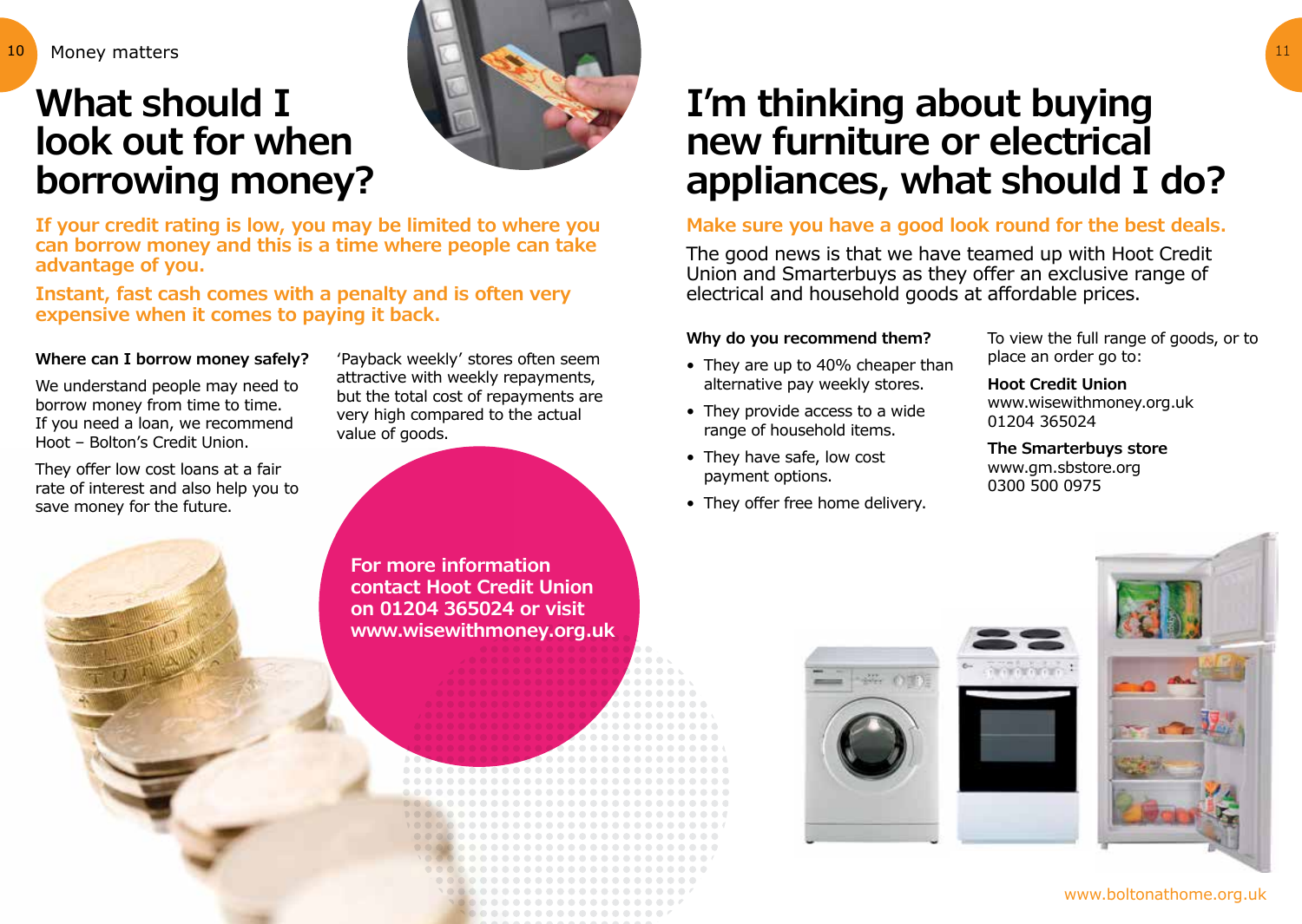# What should I look out for when borrowing money?

**If your credit rating is low, you may be limited to where you can borrow money and this is a time where people can take advantage of you.**

**Instant, fast cash comes with a penalty and is often very expensive when it comes to paying it back.**

### Where can I borrow money safely?

We understand people may need to borrow money from time to time. If you need a loan, we recommend Hoot – Bolton's Credit Union.

They offer low cost loans at a fair rate of interest and also help you to save money for the future.

'Payback weekly' stores often seem attractive with weekly repayments, but the total cost of repayments are very high compared to the actual value of goods.

**For more information contact Hoot Credit Union on 01204 365024 or visit www.wisewithmoney.org.uk**

# I'm thinking about buying new furniture or electrical appliances, what should I do?

**Make sure you have a good look round for the best deals.**

The good news is that we have teamed up with Hoot Credit Union and Smarterbuys as they offer an exclusive range of electrical and household goods at affordable prices.

### Why do you recommend them?

- They are up to 40% cheaper than alternative pay weekly stores.
- They provide access to a wide range of household items.
- They have safe, low cost payment options.
- They offer free home delivery.

To view the full range of goods, or to place an order go to:

**Hoot Credit Union**
www.wisewithmoney.org.uk
01204 365024

**The Smarterbuys store**
www.gm.sbstore.org
0300 500 0975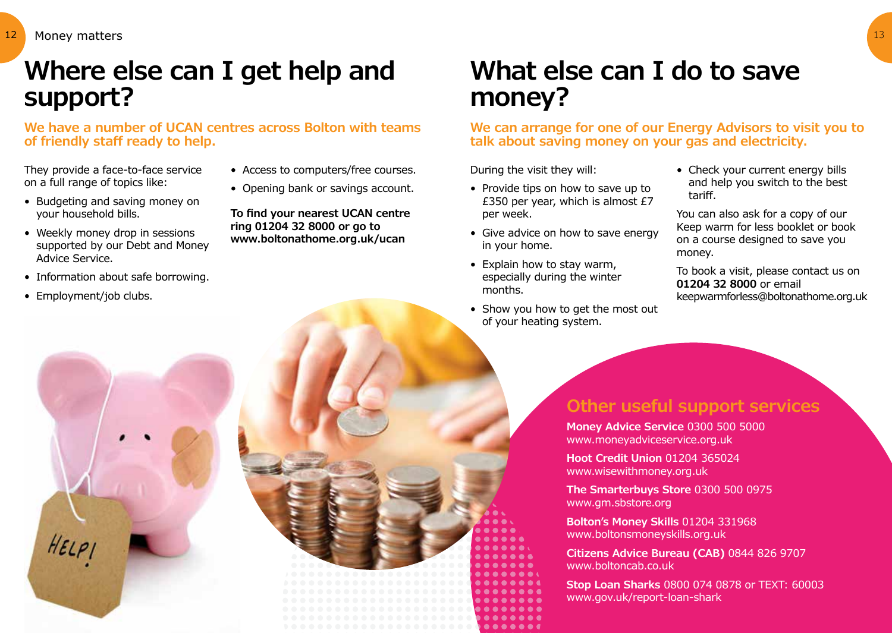# Where else can I get help and support?

**We have a number of UCAN centres across Bolton with teams of friendly staff ready to help.**

They provide a face-to-face service on a full range of topics like:

- Budgeting and saving money on your household bills.
- Weekly money drop in sessions supported by our Debt and Money Advice Service.
- Information about safe borrowing.
- Employment/job clubs.
- Access to computers/free courses.
- Opening bank or savings account.

**To find your nearest UCAN centre ring 01204 32 8000 or go to www.boltonathome.org.uk/ucan**

# What else can I do to save money?

**We can arrange for one of our Energy Advisors to visit you to talk about saving money on your gas and electricity.**

During the visit they will:

- Provide tips on how to save up to £350 per year, which is almost £7 per week.
- Give advice on how to save energy in your home.
- Explain how to stay warm, especially during the winter months.
- Show you how to get the most out of your heating system.
- Check your current energy bills and help you switch to the best tariff.

You can also ask for a copy of our Keep warm for less booklet or book on a course designed to save you money.

To book a visit, please contact us on **01204 32 8000** or email keepwarmforless@boltonathome.org.uk

## Other useful support services

**Money Advice Service** 0300 500 5000
www.moneyadviceservice.org.uk

**Hoot Credit Union** 01204 365024
www.wisewithmoney.org.uk

**The Smarterbuys Store** 0300 500 0975
www.gm.sbstore.org

**Bolton's Money Skills** 01204 331968
www.boltonsmoneyskills.org.uk

**Citizens Advice Bureau (CAB)** 0844 826 9707
www.boltoncab.co.uk

**Stop Loan Sharks** 0800 074 0878 or TEXT: 60003
www.gov.uk/report-loan-shark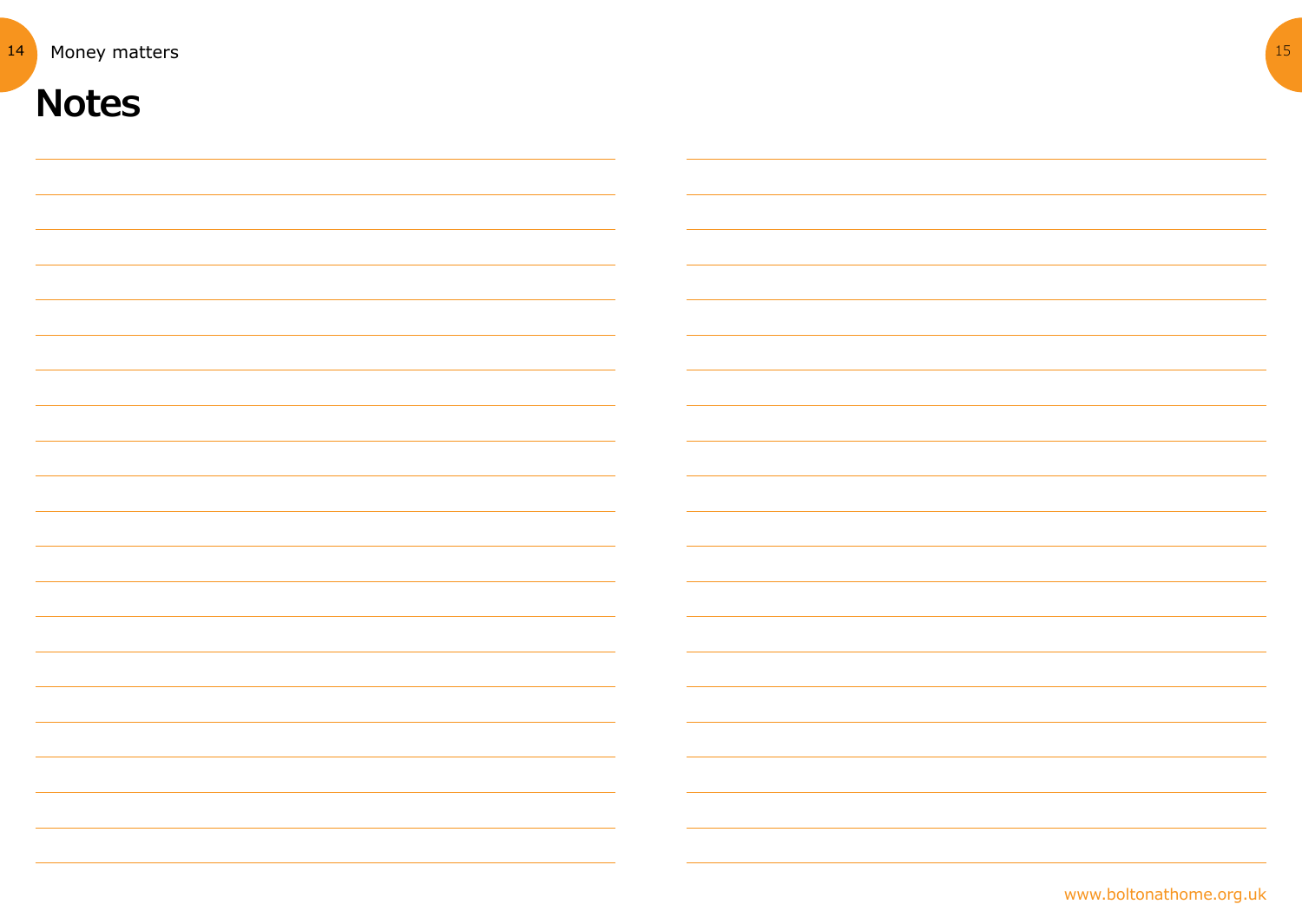# Notes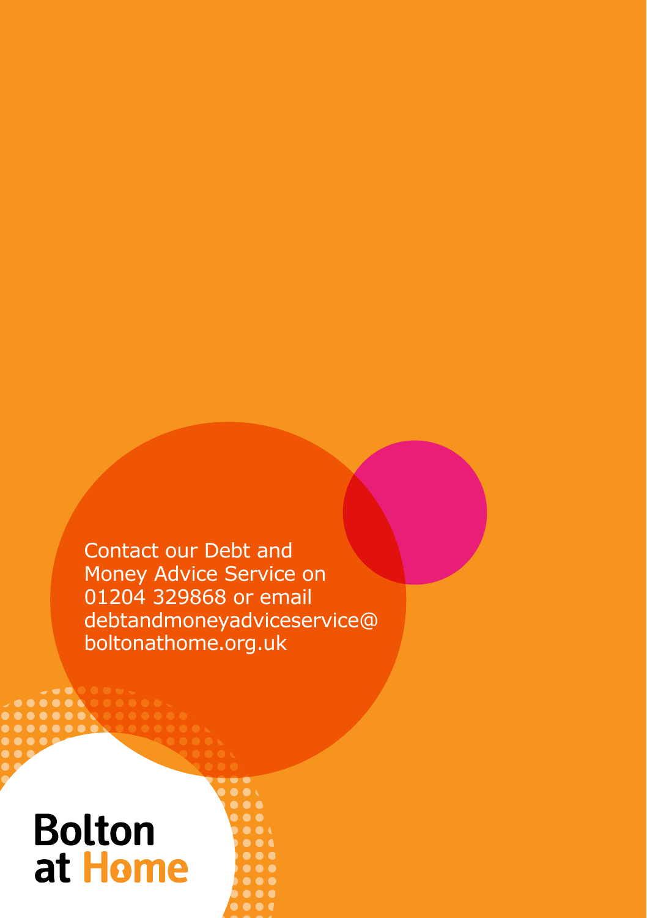Contact our Debt and Money Advice Service on 01204 329868 or email debtandmoneyadviceservice@boltonathome.org.uk

Bolton at Home